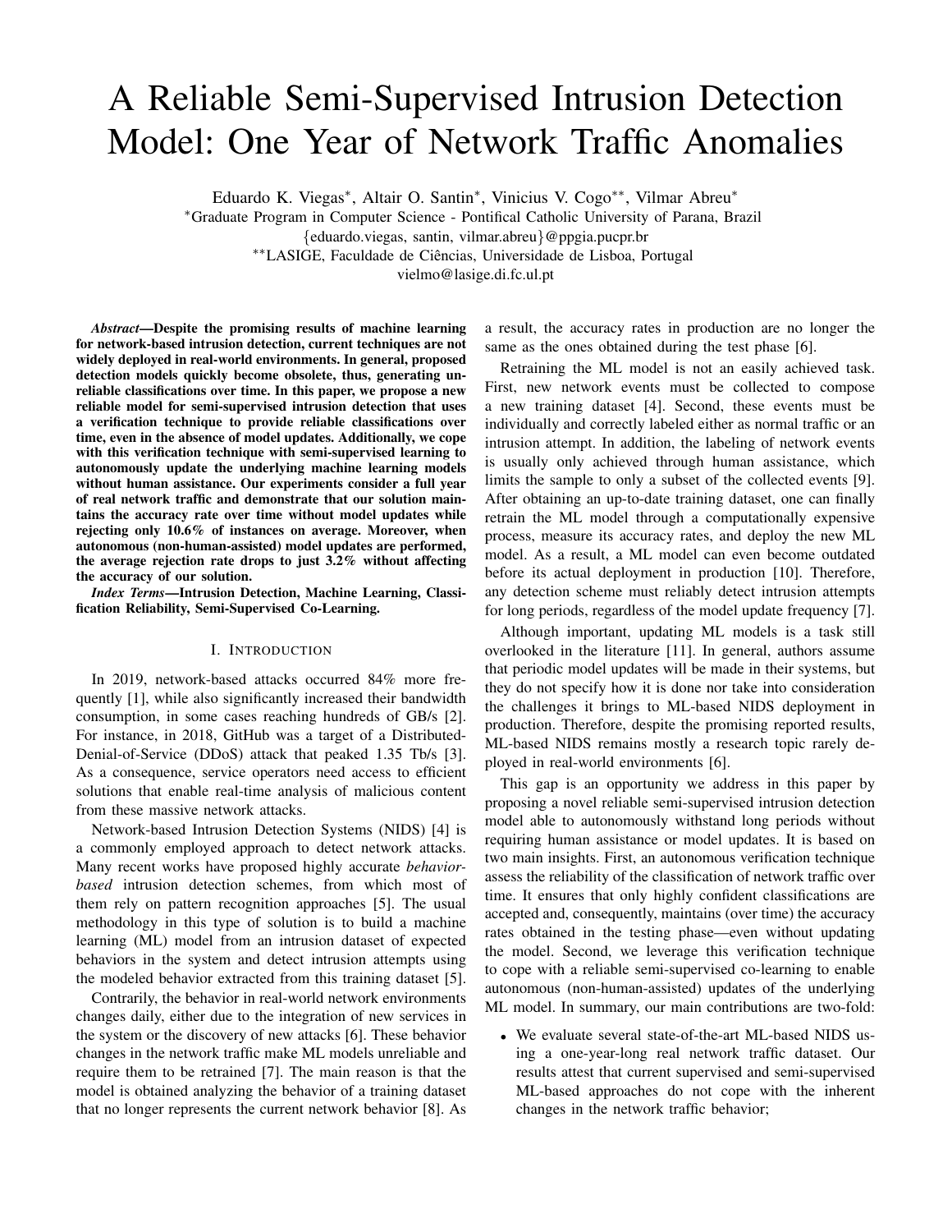# A Reliable Semi-Supervised Intrusion Detection Model: One Year of Network Traffic Anomalies

Eduardo K. Viegas[*], Altair O. Santin[*], Vinicius V. Cogo[**], Vilmar Abreu[*]

[*]Graduate Program in Computer Science - Pontifical Catholic University of Parana, Brazil
{eduardo.viegas, santin, vilmar.abreu}@ppgia.pucpr.br

[**]LASIGE, Faculdade de Ciências, Universidade de Lisboa, Portugal
vielmo@lasige.di.fc.ul.pt

***Abstract*—Despite the promising results of machine learning for network-based intrusion detection, current techniques are not widely deployed in real-world environments. In general, proposed detection models quickly become obsolete, thus, generating unreliable classifications over time. In this paper, we propose a new reliable model for semi-supervised intrusion detection that uses a verification technique to provide reliable classifications over time, even in the absence of model updates. Additionally, we cope with this verification technique with semi-supervised learning to autonomously update the underlying machine learning models without human assistance. Our experiments consider a full year of real network traffic and demonstrate that our solution maintains the accuracy rate over time without model updates while rejecting only 10.6% of instances on average. Moreover, when autonomous (non-human-assisted) model updates are performed, the average rejection rate drops to just 3.2% without affecting the accuracy of our solution.**

***Index Terms*—Intrusion Detection, Machine Learning, Classification Reliability, Semi-Supervised Co-Learning.**

## I. Introduction

In 2019, network-based attacks occurred 84% more frequently [1], while also significantly increased their bandwidth consumption, in some cases reaching hundreds of GB/s [2]. For instance, in 2018, GitHub was a target of a Distributed-Denial-of-Service (DDoS) attack that peaked 1.35 Tb/s [3]. As a consequence, service operators need access to efficient solutions that enable real-time analysis of malicious content from these massive network attacks.

Network-based Intrusion Detection Systems (NIDS) [4] is a commonly employed approach to detect network attacks. Many recent works have proposed highly accurate *behavior-based* intrusion detection schemes, from which most of them rely on pattern recognition approaches [5]. The usual methodology in this type of solution is to build a machine learning (ML) model from an intrusion dataset of expected behaviors in the system and detect intrusion attempts using the modeled behavior extracted from this training dataset [5].

Contrarily, the behavior in real-world network environments changes daily, either due to the integration of new services in the system or the discovery of new attacks [6]. These behavior changes in the network traffic make ML models unreliable and require them to be retrained [7]. The main reason is that the model is obtained analyzing the behavior of a training dataset that no longer represents the current network behavior [8]. As a result, the accuracy rates in production are no longer the same as the ones obtained during the test phase [6].

Retraining the ML model is not an easily achieved task. First, new network events must be collected to compose a new training dataset [4]. Second, these events must be individually and correctly labeled either as normal traffic or an intrusion attempt. In addition, the labeling of network events is usually only achieved through human assistance, which limits the sample to only a subset of the collected events [9]. After obtaining an up-to-date training dataset, one can finally retrain the ML model through a computationally expensive process, measure its accuracy rates, and deploy the new ML model. As a result, a ML model can even become outdated before its actual deployment in production [10]. Therefore, any detection scheme must reliably detect intrusion attempts for long periods, regardless of the model update frequency [7].

Although important, updating ML models is a task still overlooked in the literature [11]. In general, authors assume that periodic model updates will be made in their systems, but they do not specify how it is done nor take into consideration the challenges it brings to ML-based NIDS deployment in production. Therefore, despite the promising reported results, ML-based NIDS remains mostly a research topic rarely deployed in real-world environments [6].

This gap is an opportunity we address in this paper by proposing a novel reliable semi-supervised intrusion detection model able to autonomously withstand long periods without requiring human assistance or model updates. It is based on two main insights. First, an autonomous verification technique assess the reliability of the classification of network traffic over time. It ensures that only highly confident classifications are accepted and, consequently, maintains (over time) the accuracy rates obtained in the testing phase—even without updating the model. Second, we leverage this verification technique to cope with a reliable semi-supervised co-learning to enable autonomous (non-human-assisted) updates of the underlying ML model. In summary, our main contributions are two-fold:

- We evaluate several state-of-the-art ML-based NIDS using a one-year-long real network traffic dataset. Our results attest that current supervised and semi-supervised ML-based approaches do not cope with the inherent changes in the network traffic behavior;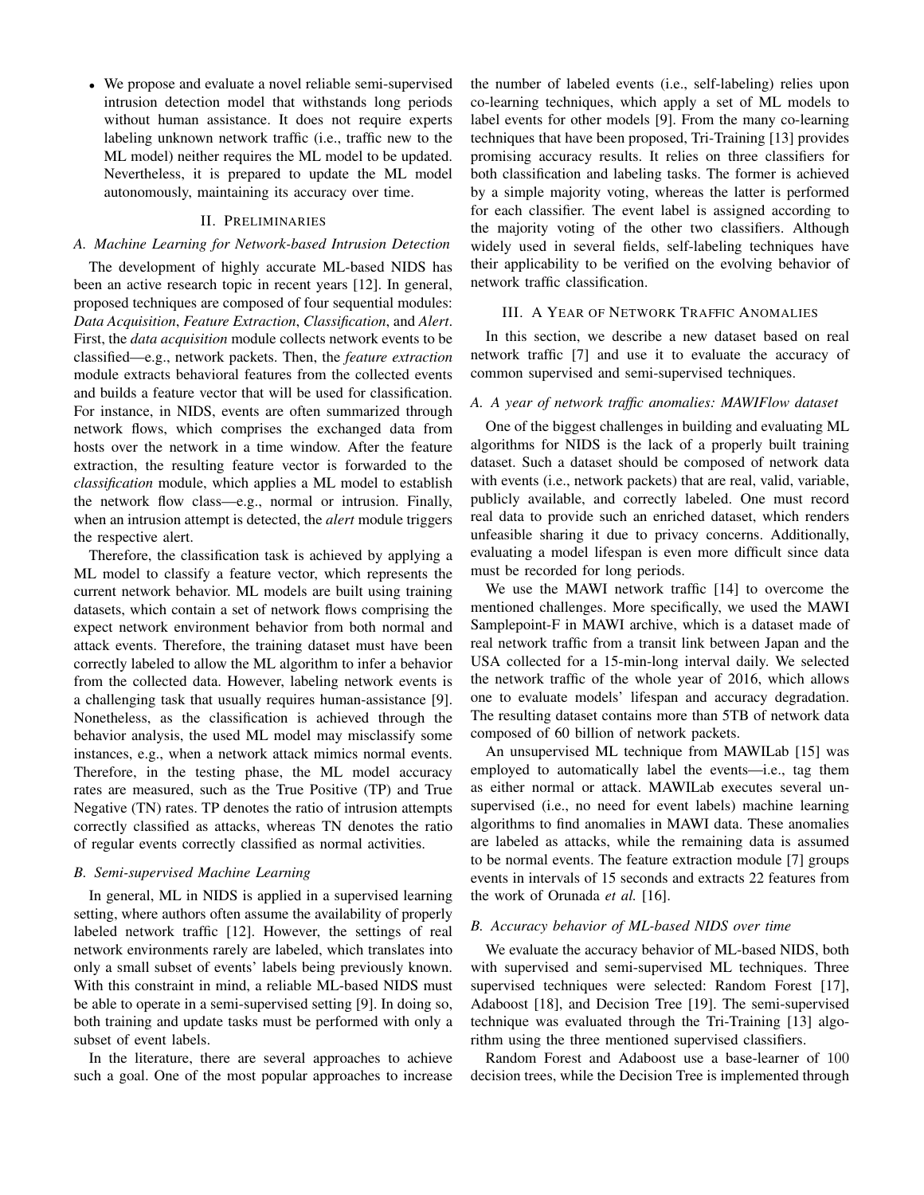- We propose and evaluate a novel reliable semi-supervised intrusion detection model that withstands long periods without human assistance. It does not require experts labeling unknown network traffic (i.e., traffic new to the ML model) neither requires the ML model to be updated. Nevertheless, it is prepared to update the ML model autonomously, maintaining its accuracy over time.

## II. Preliminaries

### A. Machine Learning for Network-based Intrusion Detection

The development of highly accurate ML-based NIDS has been an active research topic in recent years [12]. In general, proposed techniques are composed of four sequential modules: *Data Acquisition*, *Feature Extraction*, *Classification*, and *Alert*. First, the *data acquisition* module collects network events to be classified—e.g., network packets. Then, the *feature extraction* module extracts behavioral features from the collected events and builds a feature vector that will be used for classification. For instance, in NIDS, events are often summarized through network flows, which comprises the exchanged data from hosts over the network in a time window. After the feature extraction, the resulting feature vector is forwarded to the *classification* module, which applies a ML model to establish the network flow class—e.g., normal or intrusion. Finally, when an intrusion attempt is detected, the *alert* module triggers the respective alert.

Therefore, the classification task is achieved by applying a ML model to classify a feature vector, which represents the current network behavior. ML models are built using training datasets, which contain a set of network flows comprising the expect network environment behavior from both normal and attack events. Therefore, the training dataset must have been correctly labeled to allow the ML algorithm to infer a behavior from the collected data. However, labeling network events is a challenging task that usually requires human-assistance [9]. Nonetheless, as the classification is achieved through the behavior analysis, the used ML model may misclassify some instances, e.g., when a network attack mimics normal events. Therefore, in the testing phase, the ML model accuracy rates are measured, such as the True Positive (TP) and True Negative (TN) rates. TP denotes the ratio of intrusion attempts correctly classified as attacks, whereas TN denotes the ratio of regular events correctly classified as normal activities.

### B. Semi-supervised Machine Learning

In general, ML in NIDS is applied in a supervised learning setting, where authors often assume the availability of properly labeled network traffic [12]. However, the settings of real network environments rarely are labeled, which translates into only a small subset of events' labels being previously known. With this constraint in mind, a reliable ML-based NIDS must be able to operate in a semi-supervised setting [9]. In doing so, both training and update tasks must be performed with only a subset of event labels.

In the literature, there are several approaches to achieve such a goal. One of the most popular approaches to increase the number of labeled events (i.e., self-labeling) relies upon co-learning techniques, which apply a set of ML models to label events for other models [9]. From the many co-learning techniques that have been proposed, Tri-Training [13] provides promising accuracy results. It relies on three classifiers for both classification and labeling tasks. The former is achieved by a simple majority voting, whereas the latter is performed for each classifier. The event label is assigned according to the majority voting of the other two classifiers. Although widely used in several fields, self-labeling techniques have their applicability to be verified on the evolving behavior of network traffic classification.

## III. A Year of Network Traffic Anomalies

In this section, we describe a new dataset based on real network traffic [7] and use it to evaluate the accuracy of common supervised and semi-supervised techniques.

### A. A year of network traffic anomalies: MAWIFlow dataset

One of the biggest challenges in building and evaluating ML algorithms for NIDS is the lack of a properly built training dataset. Such a dataset should be composed of network data with events (i.e., network packets) that are real, valid, variable, publicly available, and correctly labeled. One must record real data to provide such an enriched dataset, which renders unfeasible sharing it due to privacy concerns. Additionally, evaluating a model lifespan is even more difficult since data must be recorded for long periods.

We use the MAWI network traffic [14] to overcome the mentioned challenges. More specifically, we used the MAWI Samplepoint-F in MAWI archive, which is a dataset made of real network traffic from a transit link between Japan and the USA collected for a 15-min-long interval daily. We selected the network traffic of the whole year of 2016, which allows one to evaluate models' lifespan and accuracy degradation. The resulting dataset contains more than 5TB of network data composed of 60 billion of network packets.

An unsupervised ML technique from MAWILab [15] was employed to automatically label the events—i.e., tag them as either normal or attack. MAWILab executes several unsupervised (i.e., no need for event labels) machine learning algorithms to find anomalies in MAWI data. These anomalies are labeled as attacks, while the remaining data is assumed to be normal events. The feature extraction module [7] groups events in intervals of 15 seconds and extracts 22 features from the work of Orunada *et al.* [16].

### B. Accuracy behavior of ML-based NIDS over time

We evaluate the accuracy behavior of ML-based NIDS, both with supervised and semi-supervised ML techniques. Three supervised techniques were selected: Random Forest [17], Adaboost [18], and Decision Tree [19]. The semi-supervised technique was evaluated through the Tri-Training [13] algorithm using the three mentioned supervised classifiers.

Random Forest and Adaboost use a base-learner of 100 decision trees, while the Decision Tree is implemented through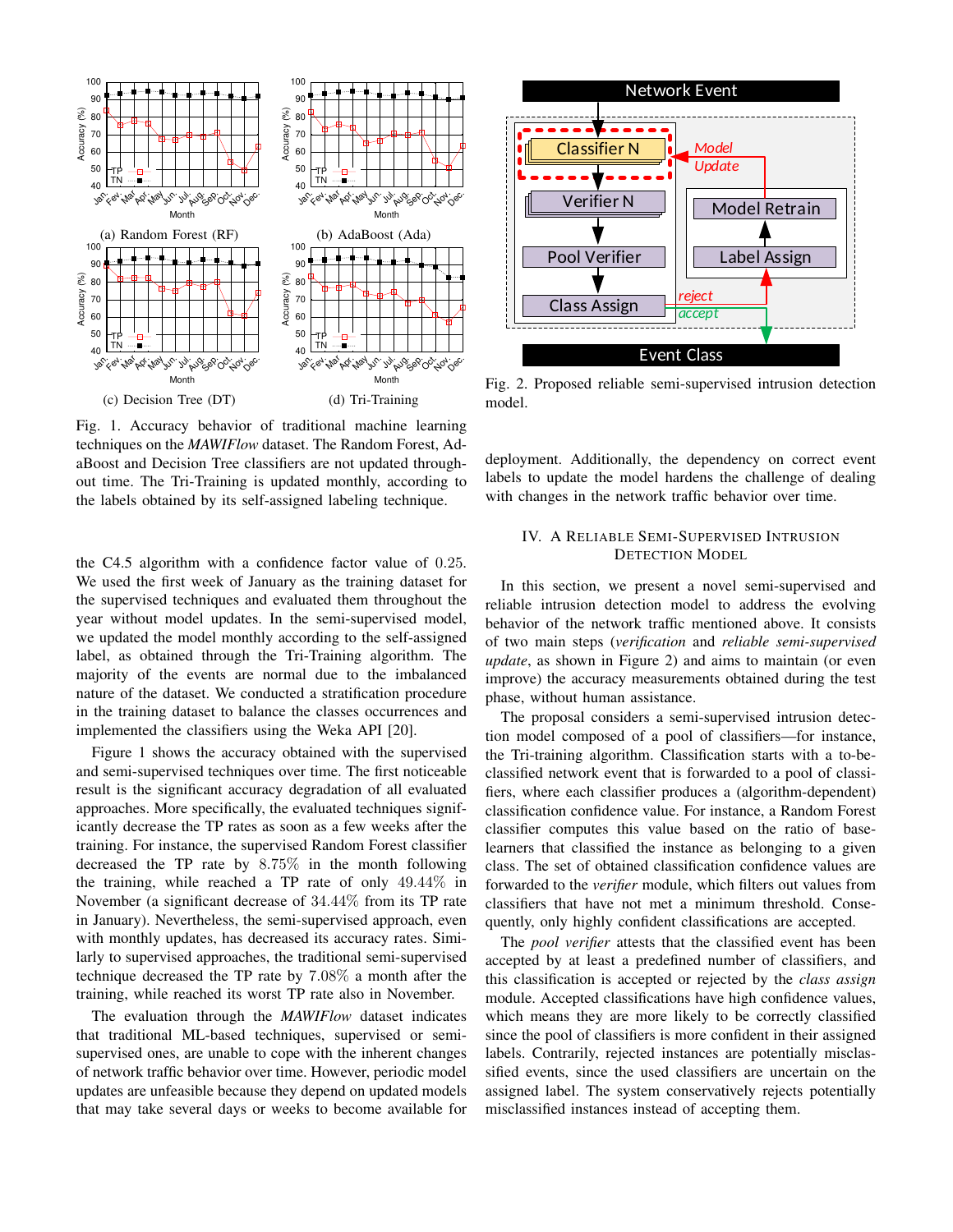(a) Random Forest (RF)

(b) AdaBoost (Ada)

(c) Decision Tree (DT)

(d) Tri-Training

Fig. 1. Accuracy behavior of traditional machine learning techniques on the *MAWIFlow* dataset. The Random Forest, AdaBoost and Decision Tree classifiers are not updated throughout time. The Tri-Training is updated monthly, according to the labels obtained by its self-assigned labeling technique.

the C4.5 algorithm with a confidence factor value of $0.25$. We used the first week of January as the training dataset for the supervised techniques and evaluated them throughout the year without model updates. In the semi-supervised model, we updated the model monthly according to the self-assigned label, as obtained through the Tri-Training algorithm. The majority of the events are normal due to the imbalanced nature of the dataset. We conducted a stratification procedure in the training dataset to balance the classes occurrences and implemented the classifiers using the Weka API [20].

Figure 1 shows the accuracy obtained with the supervised and semi-supervised techniques over time. The first noticeable result is the significant accuracy degradation of all evaluated approaches. More specifically, the evaluated techniques significantly decrease the TP rates as soon as a few weeks after the training. For instance, the supervised Random Forest classifier decreased the TP rate by $8.75\%$ in the month following the training, while reached a TP rate of only $49.44\%$ in November (a significant decrease of $34.44\%$ from its TP rate in January). Nevertheless, the semi-supervised approach, even with monthly updates, has decreased its accuracy rates. Similarly to supervised approaches, the traditional semi-supervised technique decreased the TP rate by $7.08\%$ a month after the training, while reached its worst TP rate also in November.

The evaluation through the *MAWIFlow* dataset indicates that traditional ML-based techniques, supervised or semi-supervised ones, are unable to cope with the inherent changes of network traffic behavior over time. However, periodic model updates are unfeasible because they depend on updated models that may take several days or weeks to become available for deployment. Additionally, the dependency on correct event labels to update the model hardens the challenge of dealing with changes in the network traffic behavior over time.

Fig. 2. Proposed reliable semi-supervised intrusion detection model.

## IV. A Reliable Semi-Supervised Intrusion Detection Model

In this section, we present a novel semi-supervised and reliable intrusion detection model to address the evolving behavior of the network traffic mentioned above. It consists of two main steps (*verification* and *reliable semi-supervised update*, as shown in Figure 2) and aims to maintain (or even improve) the accuracy measurements obtained during the test phase, without human assistance.

The proposal considers a semi-supervised intrusion detection model composed of a pool of classifiers—for instance, the Tri-training algorithm. Classification starts with a to-be-classified network event that is forwarded to a pool of classifiers, where each classifier produces a (algorithm-dependent) classification confidence value. For instance, a Random Forest classifier computes this value based on the ratio of base-learners that classified the instance as belonging to a given class. The set of obtained classification confidence values are forwarded to the *verifier* module, which filters out values from classifiers that have not met a minimum threshold. Consequently, only highly confident classifications are accepted.

The *pool verifier* attests that the classified event has been accepted by at least a predefined number of classifiers, and this classification is accepted or rejected by the *class assign* module. Accepted classifications have high confidence values, which means they are more likely to be correctly classified since the pool of classifiers is more confident in their assigned labels. Contrarily, rejected instances are potentially misclassified events, since the used classifiers are uncertain on the assigned label. The system conservatively rejects potentially misclassified instances instead of accepting them.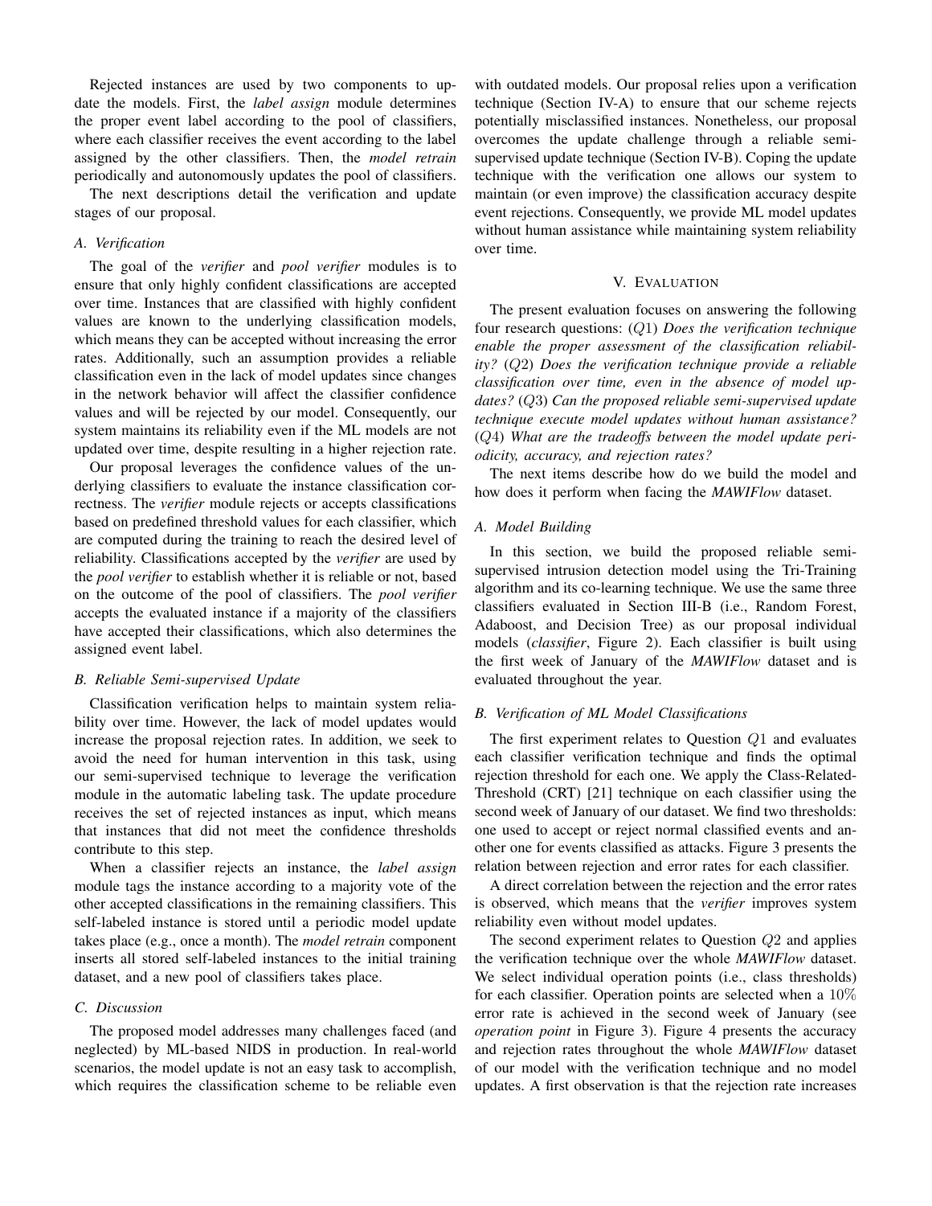Rejected instances are used by two components to update the models. First, the *label assign* module determines the proper event label according to the pool of classifiers, where each classifier receives the event according to the label assigned by the other classifiers. Then, the *model retrain* periodically and autonomously updates the pool of classifiers.

The next descriptions detail the verification and update stages of our proposal.

### A. Verification

The goal of the *verifier* and *pool verifier* modules is to ensure that only highly confident classifications are accepted over time. Instances that are classified with highly confident values are known to the underlying classification models, which means they can be accepted without increasing the error rates. Additionally, such an assumption provides a reliable classification even in the lack of model updates since changes in the network behavior will affect the classifier confidence values and will be rejected by our model. Consequently, our system maintains its reliability even if the ML models are not updated over time, despite resulting in a higher rejection rate.

Our proposal leverages the confidence values of the underlying classifiers to evaluate the instance classification correctness. The *verifier* module rejects or accepts classifications based on predefined threshold values for each classifier, which are computed during the training to reach the desired level of reliability. Classifications accepted by the *verifier* are used by the *pool verifier* to establish whether it is reliable or not, based on the outcome of the pool of classifiers. The *pool verifier* accepts the evaluated instance if a majority of the classifiers have accepted their classifications, which also determines the assigned event label.

### B. Reliable Semi-supervised Update

Classification verification helps to maintain system reliability over time. However, the lack of model updates would increase the proposal rejection rates. In addition, we seek to avoid the need for human intervention in this task, using our semi-supervised technique to leverage the verification module in the automatic labeling task. The update procedure receives the set of rejected instances as input, which means that instances that did not meet the confidence thresholds contribute to this step.

When a classifier rejects an instance, the *label assign* module tags the instance according to a majority vote of the other accepted classifications in the remaining classifiers. This self-labeled instance is stored until a periodic model update takes place (e.g., once a month). The *model retrain* component inserts all stored self-labeled instances to the initial training dataset, and a new pool of classifiers takes place.

### C. Discussion

The proposed model addresses many challenges faced (and neglected) by ML-based NIDS in production. In real-world scenarios, the model update is not an easy task to accomplish, which requires the classification scheme to be reliable even with outdated models. Our proposal relies upon a verification technique (Section IV-A) to ensure that our scheme rejects potentially misclassified instances. Nonetheless, our proposal overcomes the update challenge through a reliable semi-supervised update technique (Section IV-B). Coping the update technique with the verification one allows our system to maintain (or even improve) the classification accuracy despite event rejections. Consequently, we provide ML model updates without human assistance while maintaining system reliability over time.

## V. Evaluation

The present evaluation focuses on answering the following four research questions: ($Q1$) *Does the verification technique enable the proper assessment of the classification reliability?* ($Q2$) *Does the verification technique provide a reliable classification over time, even in the absence of model updates?* ($Q3$) *Can the proposed reliable semi-supervised update technique execute model updates without human assistance?* ($Q4$) *What are the tradeoffs between the model update periodicity, accuracy, and rejection rates?*

The next items describe how do we build the model and how does it perform when facing the *MAWIFlow* dataset.

### A. Model Building

In this section, we build the proposed reliable semi-supervised intrusion detection model using the Tri-Training algorithm and its co-learning technique. We use the same three classifiers evaluated in Section III-B (i.e., Random Forest, Adaboost, and Decision Tree) as our proposal individual models (*classifier*, Figure 2). Each classifier is built using the first week of January of the *MAWIFlow* dataset and is evaluated throughout the year.

### B. Verification of ML Model Classifications

The first experiment relates to Question $Q1$ and evaluates each classifier verification technique and finds the optimal rejection threshold for each one. We apply the Class-Related-Threshold (CRT) [21] technique on each classifier using the second week of January of our dataset. We find two thresholds: one used to accept or reject normal classified events and another one for events classified as attacks. Figure 3 presents the relation between rejection and error rates for each classifier.

A direct correlation between the rejection and the error rates is observed, which means that the *verifier* improves system reliability even without model updates.

The second experiment relates to Question $Q2$ and applies the verification technique over the whole *MAWIFlow* dataset. We select individual operation points (i.e., class thresholds) for each classifier. Operation points are selected when a $10\%$ error rate is achieved in the second week of January (see *operation point* in Figure 3). Figure 4 presents the accuracy and rejection rates throughout the whole *MAWIFlow* dataset of our model with the verification technique and no model updates. A first observation is that the rejection rate increases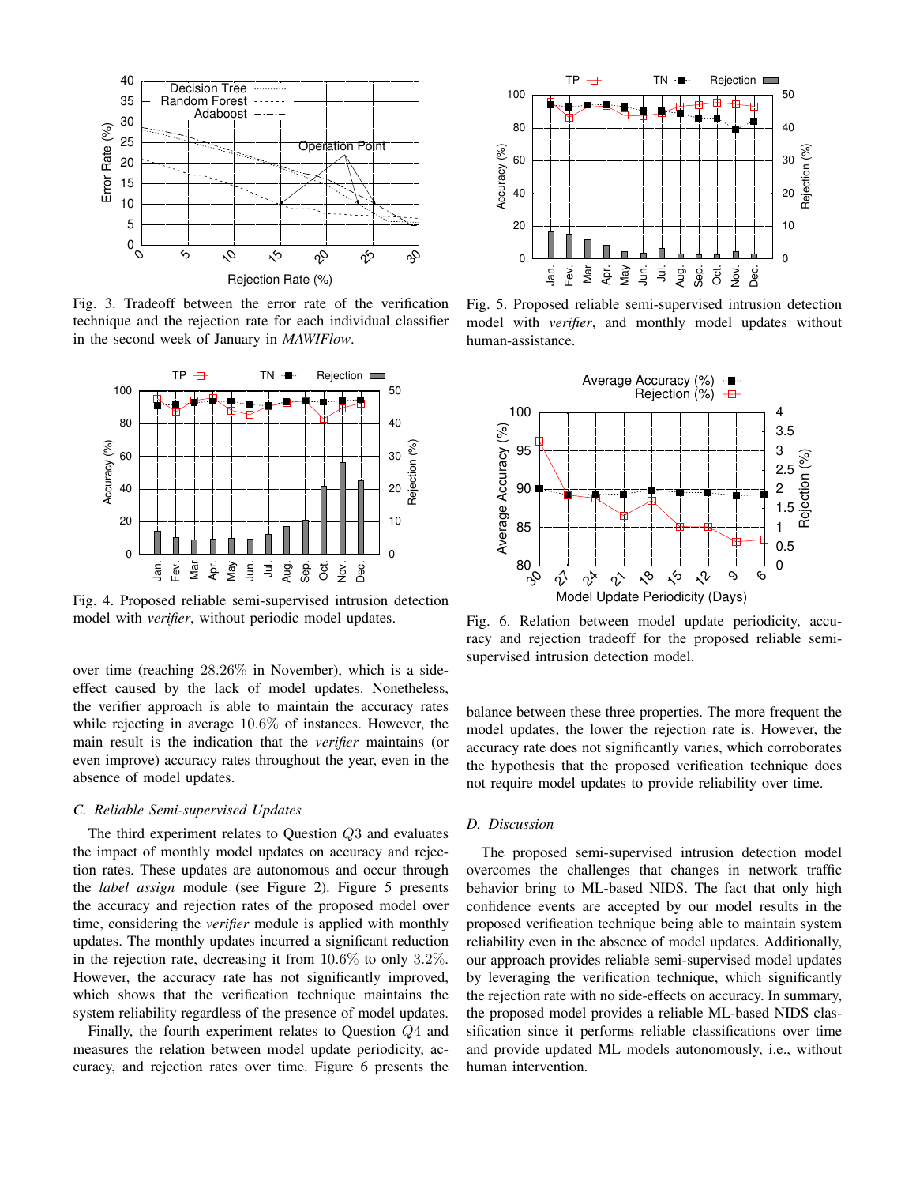Fig. 3. Tradeoff between the error rate of the verification technique and the rejection rate for each individual classifier in the second week of January in *MAWIFlow*.

Fig. 4. Proposed reliable semi-supervised intrusion detection model with *verifier*, without periodic model updates.

over time (reaching 28.26% in November), which is a side-effect caused by the lack of model updates. Nonetheless, the verifier approach is able to maintain the accuracy rates while rejecting in average 10.6% of instances. However, the main result is the indication that the *verifier* maintains (or even improve) accuracy rates throughout the year, even in the absence of model updates.

### C. Reliable Semi-supervised Updates

The third experiment relates to Question $Q3$ and evaluates the impact of monthly model updates on accuracy and rejection rates. These updates are autonomous and occur through the *label assign* module (see Figure 2). Figure 5 presents the accuracy and rejection rates of the proposed model over time, considering the *verifier* module is applied with monthly updates. The monthly updates incurred a significant reduction in the rejection rate, decreasing it from 10.6% to only 3.2%. However, the accuracy rate has not significantly improved, which shows that the verification technique maintains the system reliability regardless of the presence of model updates.

Finally, the fourth experiment relates to Question $Q4$ and measures the relation between model update periodicity, accuracy, and rejection rates over time. Figure 6 presents the balance between these three properties. The more frequent the model updates, the lower the rejection rate is. However, the accuracy rate does not significantly varies, which corroborates the hypothesis that the proposed verification technique does not require model updates to provide reliability over time.

Fig. 5. Proposed reliable semi-supervised intrusion detection model with *verifier*, and monthly model updates without human-assistance.

Fig. 6. Relation between model update periodicity, accuracy and rejection tradeoff for the proposed reliable semi-supervised intrusion detection model.

### D. Discussion

The proposed semi-supervised intrusion detection model overcomes the challenges that changes in network traffic behavior bring to ML-based NIDS. The fact that only high confidence events are accepted by our model results in the proposed verification technique being able to maintain system reliability even in the absence of model updates. Additionally, our approach provides reliable semi-supervised model updates by leveraging the verification technique, which significantly the rejection rate with no side-effects on accuracy. In summary, the proposed model provides a reliable ML-based NIDS classification since it performs reliable classifications over time and provide updated ML models autonomously, i.e., without human intervention.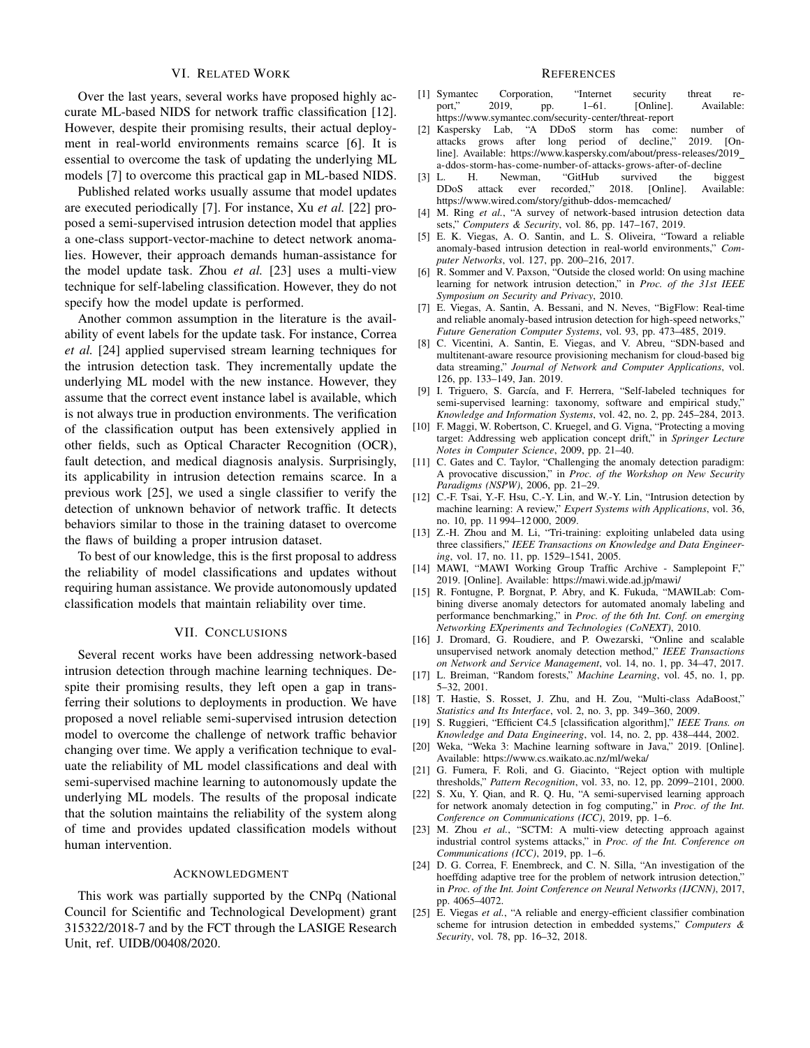## VI. Related Work

Over the last years, several works have proposed highly accurate ML-based NIDS for network traffic classification [12]. However, despite their promising results, their actual deployment in real-world environments remains scarce [6]. It is essential to overcome the task of updating the underlying ML models [7] to overcome this practical gap in ML-based NIDS.

Published related works usually assume that model updates are executed periodically [7]. For instance, Xu *et al.* [22] proposed a semi-supervised intrusion detection model that applies a one-class support-vector-machine to detect network anomalies. However, their approach demands human-assistance for the model update task. Zhou *et al.* [23] uses a multi-view technique for self-labeling classification. However, they do not specify how the model update is performed.

Another common assumption in the literature is the availability of event labels for the update task. For instance, Correa *et al.* [24] applied supervised stream learning techniques for the intrusion detection task. They incrementally update the underlying ML model with the new instance. However, they assume that the correct event instance label is available, which is not always true in production environments. The verification of the classification output has been extensively applied in other fields, such as Optical Character Recognition (OCR), fault detection, and medical diagnosis analysis. Surprisingly, its applicability in intrusion detection remains scarce. In a previous work [25], we used a single classifier to verify the detection of unknown behavior of network traffic. It detects behaviors similar to those in the training dataset to overcome the flaws of building a proper intrusion dataset.

To best of our knowledge, this is the first proposal to address the reliability of model classifications and updates without requiring human assistance. We provide autonomously updated classification models that maintain reliability over time.

## VII. Conclusions

Several recent works have been addressing network-based intrusion detection through machine learning techniques. Despite their promising results, they left open a gap in transferring their solutions to deployments in production. We have proposed a novel reliable semi-supervised intrusion detection model to overcome the challenge of network traffic behavior changing over time. We apply a verification technique to evaluate the reliability of ML model classifications and deal with semi-supervised machine learning to autonomously update the underlying ML models. The results of the proposal indicate that the solution maintains the reliability of the system along of time and provides updated classification models without human intervention.

## Acknowledgment

This work was partially supported by the CNPq (National Council for Scientific and Technological Development) grant 315322/2018-7 and by the FCT through the LASIGE Research Unit, ref. UIDB/00408/2020.

## References

[1] Symantec Corporation, "Internet security threat report," 2019, pp. 1–61. [Online]. Available: https://www.symantec.com/security-center/threat-report

[2] Kaspersky Lab, "A DDoS storm has come: number of attacks grows after long period of decline," 2019. [Online]. Available: https://www.kaspersky.com/about/press-releases/2019_a-ddos-storm-has-come-number-of-attacks-grows-after-of-decline

[3] L. H. Newman, "GitHub survived the biggest DDoS attack ever recorded," 2018. [Online]. Available: https://www.wired.com/story/github-ddos-memcached/

[4] M. Ring *et al.*, "A survey of network-based intrusion detection data sets," *Computers & Security*, vol. 86, pp. 147–167, 2019.

[5] E. K. Viegas, A. O. Santin, and L. S. Oliveira, "Toward a reliable anomaly-based intrusion detection in real-world environments," *Computer Networks*, vol. 127, pp. 200–216, 2017.

[6] R. Sommer and V. Paxson, "Outside the closed world: On using machine learning for network intrusion detection," in *Proc. of the 31st IEEE Symposium on Security and Privacy*, 2010.

[7] E. Viegas, A. Santin, A. Bessani, and N. Neves, "BigFlow: Real-time and reliable anomaly-based intrusion detection for high-speed networks," *Future Generation Computer Systems*, vol. 93, pp. 473–485, 2019.

[8] C. Vicentini, A. Santin, E. Viegas, and V. Abreu, "SDN-based and multitenant-aware resource provisioning mechanism for cloud-based big data streaming," *Journal of Network and Computer Applications*, vol. 126, pp. 133–149, Jan. 2019.

[9] I. Triguero, S. García, and F. Herrera, "Self-labeled techniques for semi-supervised learning: taxonomy, software and empirical study," *Knowledge and Information Systems*, vol. 42, no. 2, pp. 245–284, 2013.

[10] F. Maggi, W. Robertson, C. Kruegel, and G. Vigna, "Protecting a moving target: Addressing web application concept drift," in *Springer Lecture Notes in Computer Science*, 2009, pp. 21–40.

[11] C. Gates and C. Taylor, "Challenging the anomaly detection paradigm: A provocative discussion," in *Proc. of the Workshop on New Security Paradigms (NSPW)*, 2006, pp. 21–29.

[12] C.-F. Tsai, Y.-F. Hsu, C.-Y. Lin, and W.-Y. Lin, "Intrusion detection by machine learning: A review," *Expert Systems with Applications*, vol. 36, no. 10, pp. 11 994–12 000, 2009.

[13] Z.-H. Zhou and M. Li, "Tri-training: exploiting unlabeled data using three classifiers," *IEEE Transactions on Knowledge and Data Engineering*, vol. 17, no. 11, pp. 1529–1541, 2005.

[14] MAWI, "MAWI Working Group Traffic Archive - Samplepoint F," 2019. [Online]. Available: https://mawi.wide.ad.jp/mawi/

[15] R. Fontugne, P. Borgnat, P. Abry, and K. Fukuda, "MAWILab: Combining diverse anomaly detectors for automated anomaly labeling and performance benchmarking," in *Proc. of the 6th Int. Conf. on emerging Networking EXperiments and Technologies (CoNEXT)*, 2010.

[16] J. Dromard, G. Roudiere, and P. Owezarski, "Online and scalable unsupervised network anomaly detection method," *IEEE Transactions on Network and Service Management*, vol. 14, no. 1, pp. 34–47, 2017.

[17] L. Breiman, "Random forests," *Machine Learning*, vol. 45, no. 1, pp. 5–32, 2001.

[18] T. Hastie, S. Rosset, J. Zhu, and H. Zou, "Multi-class AdaBoost," *Statistics and Its Interface*, vol. 2, no. 3, pp. 349–360, 2009.

[19] S. Ruggieri, "Efficient C4.5 [classification algorithm]," *IEEE Trans. on Knowledge and Data Engineering*, vol. 14, no. 2, pp. 438–444, 2002.

[20] Weka, "Weka 3: Machine learning software in Java," 2019. [Online]. Available: https://www.cs.waikato.ac.nz/ml/weka/

[21] G. Fumera, F. Roli, and G. Giacinto, "Reject option with multiple thresholds," *Pattern Recognition*, vol. 33, no. 12, pp. 2099–2101, 2000.

[22] S. Xu, Y. Qian, and R. Q. Hu, "A semi-supervised learning approach for network anomaly detection in fog computing," in *Proc. of the Int. Conference on Communications (ICC)*, 2019, pp. 1–6.

[23] M. Zhou *et al.*, "SCTM: A multi-view detecting approach against industrial control systems attacks," in *Proc. of the Int. Conference on Communications (ICC)*, 2019, pp. 1–6.

[24] D. G. Correa, F. Enembreck, and C. N. Silla, "An investigation of the hoeffding adaptive tree for the problem of network intrusion detection," in *Proc. of the Int. Joint Conference on Neural Networks (IJCNN)*, 2017, pp. 4065–4072.

[25] E. Viegas *et al.*, "A reliable and energy-efficient classifier combination scheme for intrusion detection in embedded systems," *Computers & Security*, vol. 78, pp. 16–32, 2018.